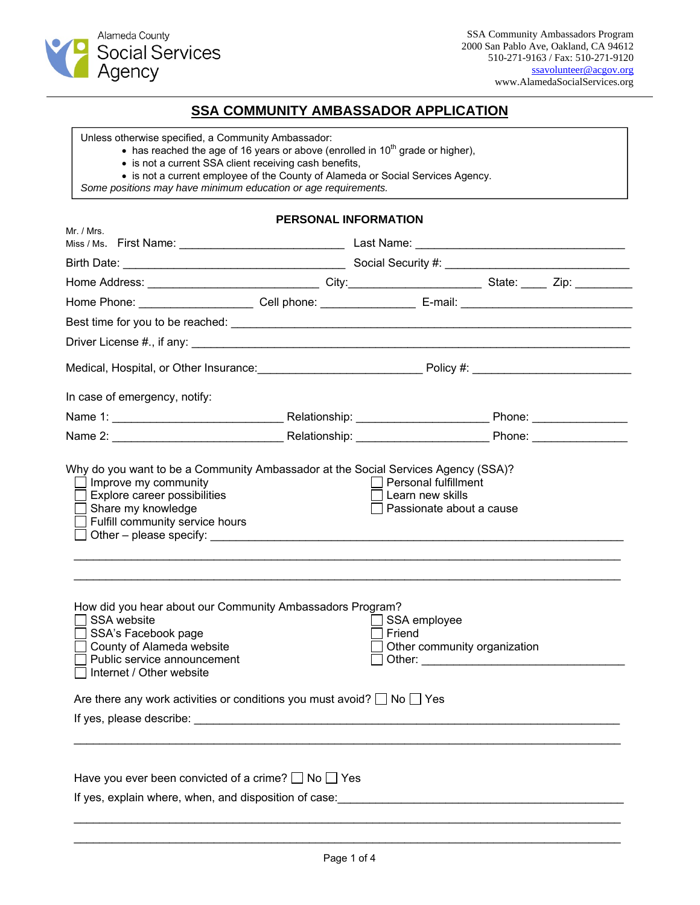Alameda County
Social Services
Agency

SSA Community Ambassadors Program
2000 San Pablo Ave, Oakland, CA 94612
510-271-9163 / Fax: 510-271-9120
ssavolunteer@acgov.org
www.AlamedaSocialServices.org

# SSA COMMUNITY AMBASSADOR APPLICATION

Unless otherwise specified, a Community Ambassador:

- has reached the age of 16 years or above (enrolled in 10th grade or higher),
- is not a current SSA client receiving cash benefits,
- is not a current employee of the County of Alameda or Social Services Agency.

*Some positions may have minimum education or age requirements.*

## PERSONAL INFORMATION

Mr. / Mrs.
Miss / Ms. First Name: __________________________ Last Name: _________________________________

Birth Date: ___________________________________ Social Security #: _____________________________

Home Address: ___________________________ City:_____________________ State: ____ Zip: _________

Home Phone: _________________ Cell phone: _______________ E-mail: ___________________________

Best time for you to be reached: ______________________________________________________________

Driver License #., if any: ___________________________________________________________________

Medical, Hospital, or Other Insurance:__________________________ Policy #: _______________________

In case of emergency, notify:

Name 1: ___________________________ Relationship: ____________________ Phone: _______________

Name 2: ___________________________ Relationship: ____________________ Phone: _______________

Why do you want to be a Community Ambassador at the Social Services Agency (SSA)?

- ☐ Improve my community
- ☐ Explore career possibilities
- ☐ Share my knowledge
- ☐ Fulfill community service hours
- ☐ Personal fulfillment
- ☐ Learn new skills
- ☐ Passionate about a cause
- ☐ Other – please specify: ___________________________________________________________

_____________________________________________________________________________________

_____________________________________________________________________________________

How did you hear about our Community Ambassadors Program?

- ☐ SSA website
- ☐ SSA's Facebook page
- ☐ County of Alameda website
- ☐ Public service announcement
- ☐ Internet / Other website
- ☐ SSA employee
- ☐ Friend
- ☐ Other community organization
- ☐ Other: _______________________________

Are there any work activities or conditions you must avoid? ☐ No ☐ Yes

If yes, please describe: _____________________________________________________________________

_____________________________________________________________________________________

Have you ever been convicted of a crime? ☐ No ☐ Yes

If yes, explain where, when, and disposition of case:_____________________________________________

_____________________________________________________________________________________

_____________________________________________________________________________________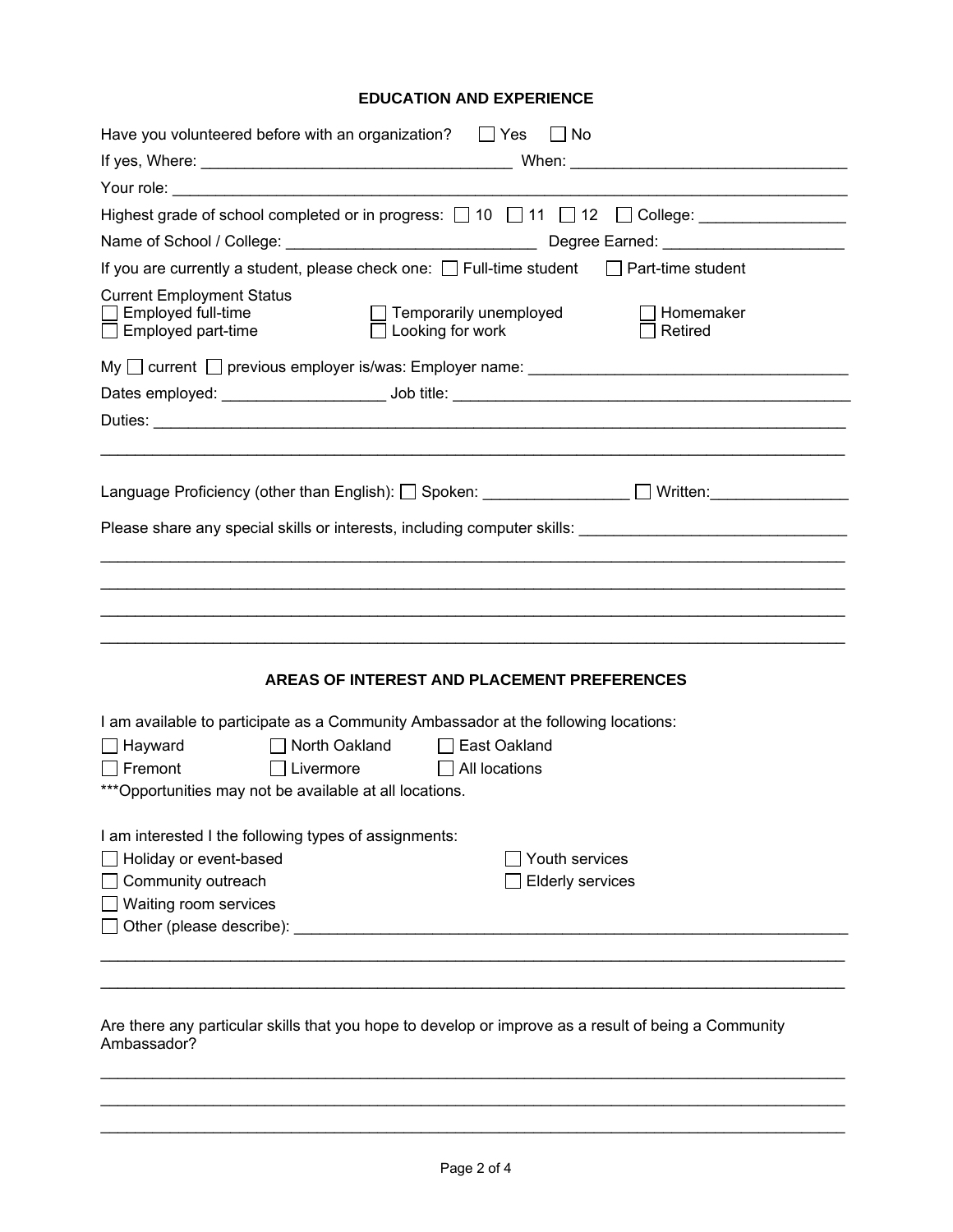## EDUCATION AND EXPERIENCE

Have you volunteered before with an organization? ☐ Yes ☐ No

If yes, Where: ___________________________________ When: ______________________________

Your role: _______________________________________________________________________________

Highest grade of school completed or in progress: ☐ 10 ☐ 11 ☐ 12 ☐ College: ________________

Name of School / College: ____________________________ Degree Earned: ____________________

If you are currently a student, please check one: ☐ Full-time student ☐ Part-time student

Current Employment Status

☐ Employed full-time ☐ Temporarily unemployed ☐ Homemaker

☐ Employed part-time ☐ Looking for work ☐ Retired

My ☐ current ☐ previous employer is/was: Employer name: __________________________________

Dates employed: __________________ Job title: _____________________________________________

Duties: __________________________________________________________________________________

_________________________________________________________________________________________

Language Proficiency (other than English): ☐ Spoken: ________________ ☐ Written:_______________

Please share any special skills or interests, including computer skills: ______________________________

_________________________________________________________________________________________

_________________________________________________________________________________________

_________________________________________________________________________________________

_________________________________________________________________________________________

## AREAS OF INTEREST AND PLACEMENT PREFERENCES

I am available to participate as a Community Ambassador at the following locations:

☐ Hayward ☐ North Oakland ☐ East Oakland

☐ Fremont ☐ Livermore ☐ All locations

***Opportunities may not be available at all locations.

I am interested I the following types of assignments:

☐ Holiday or event-based ☐ Youth services

☐ Community outreach ☐ Elderly services

☐ Waiting room services

☐ Other (please describe): ________________________________________________________________

_________________________________________________________________________________________

_________________________________________________________________________________________

Are there any particular skills that you hope to develop or improve as a result of being a Community Ambassador?

_________________________________________________________________________________________

_________________________________________________________________________________________

_________________________________________________________________________________________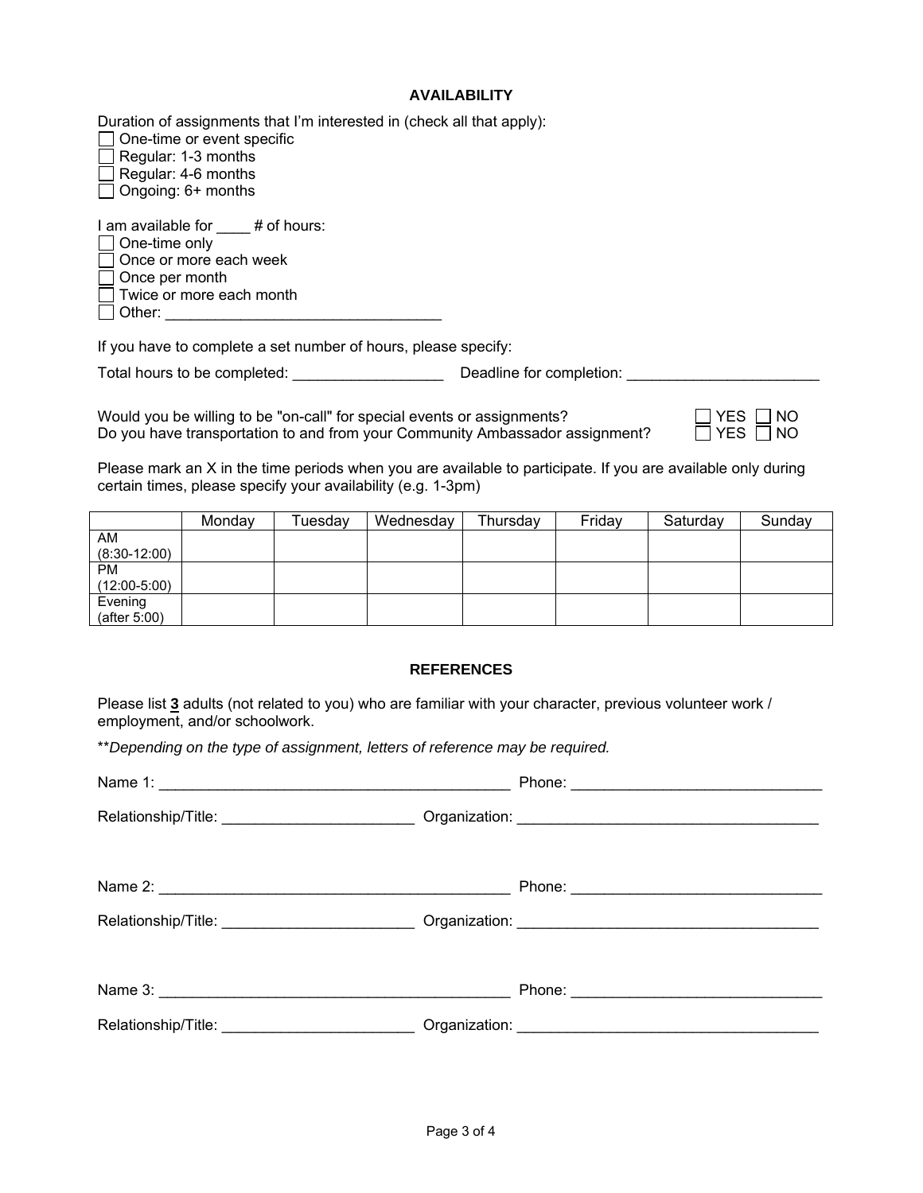## AVAILABILITY

Duration of assignments that I'm interested in (check all that apply):

- ☐ One-time or event specific
- ☐ Regular: 1-3 months
- ☐ Regular: 4-6 months
- ☐ Ongoing: 6+ months

I am available for ____ # of hours:

- ☐ One-time only
- ☐ Once or more each week
- ☐ Once per month
- ☐ Twice or more each month
- ☐ Other: ________________________________

If you have to complete a set number of hours, please specify:

Total hours to be completed: __________________ Deadline for completion: _______________________

Would you be willing to be "on-call" for special events or assignments? ☐ YES ☐ NO

Do you have transportation to and from your Community Ambassador assignment? ☐ YES ☐ NO

Please mark an X in the time periods when you are available to participate. If you are available only during certain times, please specify your availability (e.g. 1-3pm)

| | Monday | Tuesday | Wednesday | Thursday | Friday | Saturday | Sunday |
|---|---|---|---|---|---|---|---|
| AM (8:30-12:00) | | | | | | | |
| PM (12:00-5:00) | | | | | | | |
| Evening (after 5:00) | | | | | | | |

## REFERENCES

Please list **3** adults (not related to you) who are familiar with your character, previous volunteer work / employment, and/or schoolwork.

***Depending on the type of assignment, letters of reference may be required.*

Name 1: __________________________________________ Phone: ______________________________

Relationship/Title: ______________________ Organization: ___________________________________

Name 2: __________________________________________ Phone: ______________________________

Relationship/Title: ______________________ Organization: ___________________________________

Name 3: __________________________________________ Phone: ______________________________

Relationship/Title: ______________________ Organization: ___________________________________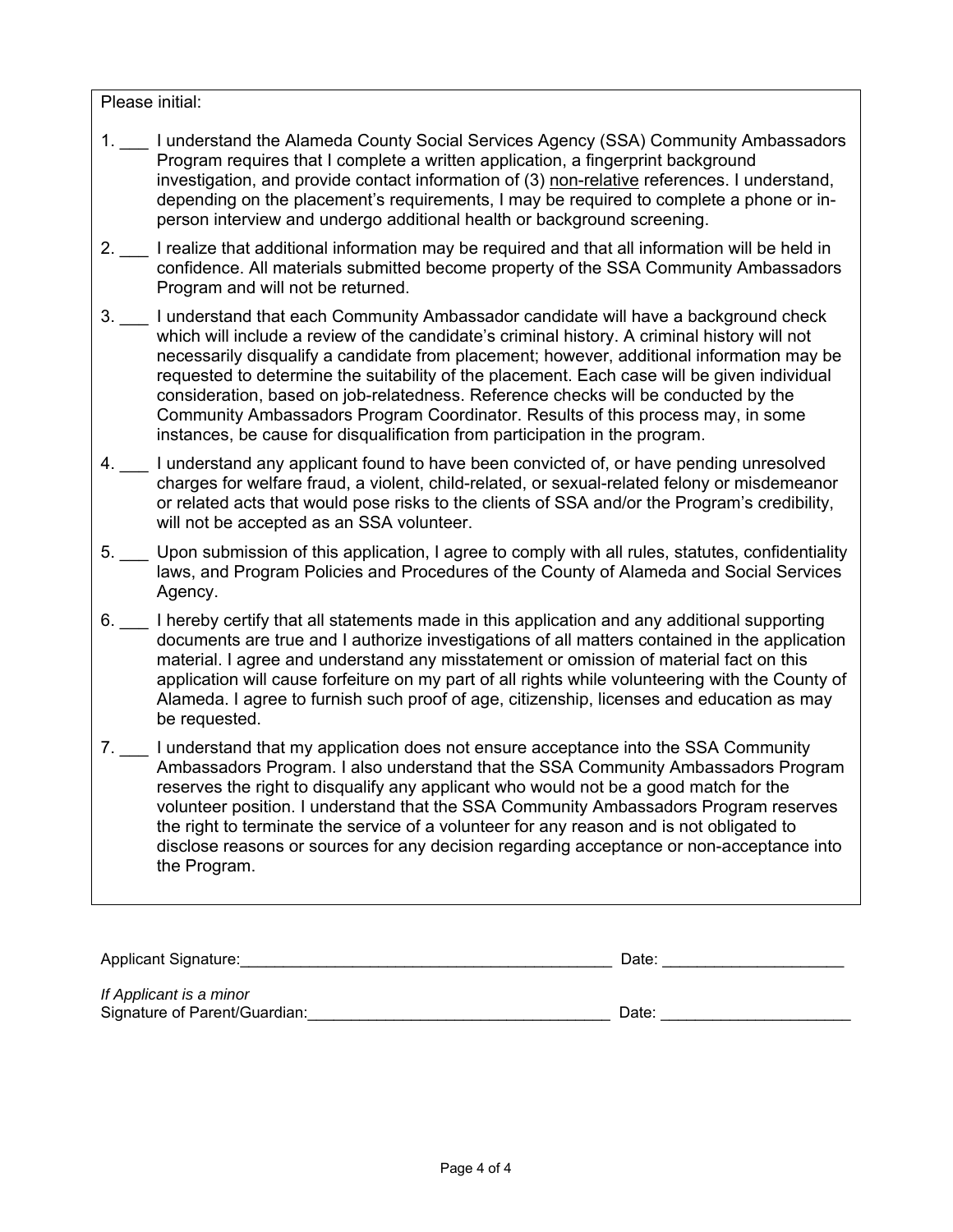Please initial:

1. ___ I understand the Alameda County Social Services Agency (SSA) Community Ambassadors Program requires that I complete a written application, a fingerprint background investigation, and provide contact information of (3) non-relative references. I understand, depending on the placement's requirements, I may be required to complete a phone or in-person interview and undergo additional health or background screening.
2. ___ I realize that additional information may be required and that all information will be held in confidence. All materials submitted become property of the SSA Community Ambassadors Program and will not be returned.
3. ___ I understand that each Community Ambassador candidate will have a background check which will include a review of the candidate's criminal history. A criminal history will not necessarily disqualify a candidate from placement; however, additional information may be requested to determine the suitability of the placement. Each case will be given individual consideration, based on job-relatedness. Reference checks will be conducted by the Community Ambassadors Program Coordinator. Results of this process may, in some instances, be cause for disqualification from participation in the program.
4. ___ I understand any applicant found to have been convicted of, or have pending unresolved charges for welfare fraud, a violent, child-related, or sexual-related felony or misdemeanor or related acts that would pose risks to the clients of SSA and/or the Program's credibility, will not be accepted as an SSA volunteer.
5. ___ Upon submission of this application, I agree to comply with all rules, statutes, confidentiality laws, and Program Policies and Procedures of the County of Alameda and Social Services Agency.
6. ___ I hereby certify that all statements made in this application and any additional supporting documents are true and I authorize investigations of all matters contained in the application material. I agree and understand any misstatement or omission of material fact on this application will cause forfeiture on my part of all rights while volunteering with the County of Alameda. I agree to furnish such proof of age, citizenship, licenses and education as may be requested.
7. ___ I understand that my application does not ensure acceptance into the SSA Community Ambassadors Program. I also understand that the SSA Community Ambassadors Program reserves the right to disqualify any applicant who would not be a good match for the volunteer position. I understand that the SSA Community Ambassadors Program reserves the right to terminate the service of a volunteer for any reason and is not obligated to disclose reasons or sources for any decision regarding acceptance or non-acceptance into the Program.

Applicant Signature:____________________________________________ Date: _____________________

*If Applicant is a minor*
Signature of Parent/Guardian:___________________________________ Date: ______________________